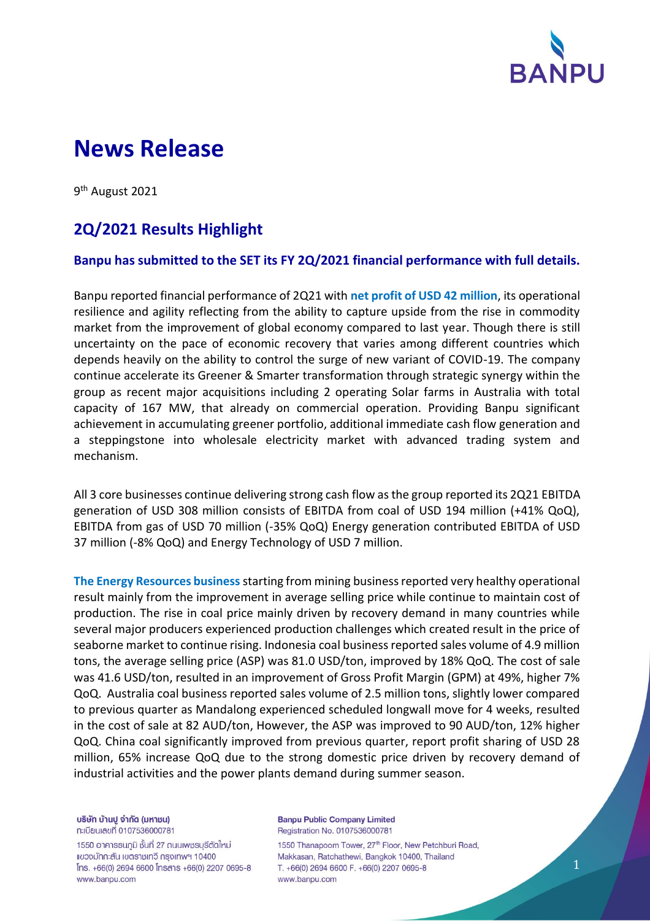# News Release

9th August 2021

## 2Q/2021 Results Highlight

### Banpu has submitted to the SET its FY 2Q/2021 financial performance with full details.

Banpu reported financial performance of 2Q21 with **net profit of USD 42 million**, its operational resilience and agility reflecting from the ability to capture upside from the rise in commodity market from the improvement of global economy compared to last year. Though there is still uncertainty on the pace of economic recovery that varies among different countries which depends heavily on the ability to control the surge of new variant of COVID-19. The company continue accelerate its Greener & Smarter transformation through strategic synergy within the group as recent major acquisitions including 2 operating Solar farms in Australia with total capacity of 167 MW, that already on commercial operation. Providing Banpu significant achievement in accumulating greener portfolio, additional immediate cash flow generation and a steppingstone into wholesale electricity market with advanced trading system and mechanism.

All 3 core businesses continue delivering strong cash flow as the group reported its 2Q21 EBITDA generation of USD 308 million consists of EBITDA from coal of USD 194 million (+41% QoQ), EBITDA from gas of USD 70 million (-35% QoQ) Energy generation contributed EBITDA of USD 37 million (-8% QoQ) and Energy Technology of USD 7 million.

**The Energy Resources business** starting from mining business reported very healthy operational result mainly from the improvement in average selling price while continue to maintain cost of production. The rise in coal price mainly driven by recovery demand in many countries while several major producers experienced production challenges which created result in the price of seaborne market to continue rising. Indonesia coal business reported sales volume of 4.9 million tons, the average selling price (ASP) was 81.0 USD/ton, improved by 18% QoQ. The cost of sale was 41.6 USD/ton, resulted in an improvement of Gross Profit Margin (GPM) at 49%, higher 7% QoQ. Australia coal business reported sales volume of 2.5 million tons, slightly lower compared to previous quarter as Mandalong experienced scheduled longwall move for 4 weeks, resulted in the cost of sale at 82 AUD/ton, However, the ASP was improved to 90 AUD/ton, 12% higher QoQ. China coal significantly improved from previous quarter, report profit sharing of USD 28 million, 65% increase QoQ due to the strong domestic price driven by recovery demand of industrial activities and the power plants demand during summer season.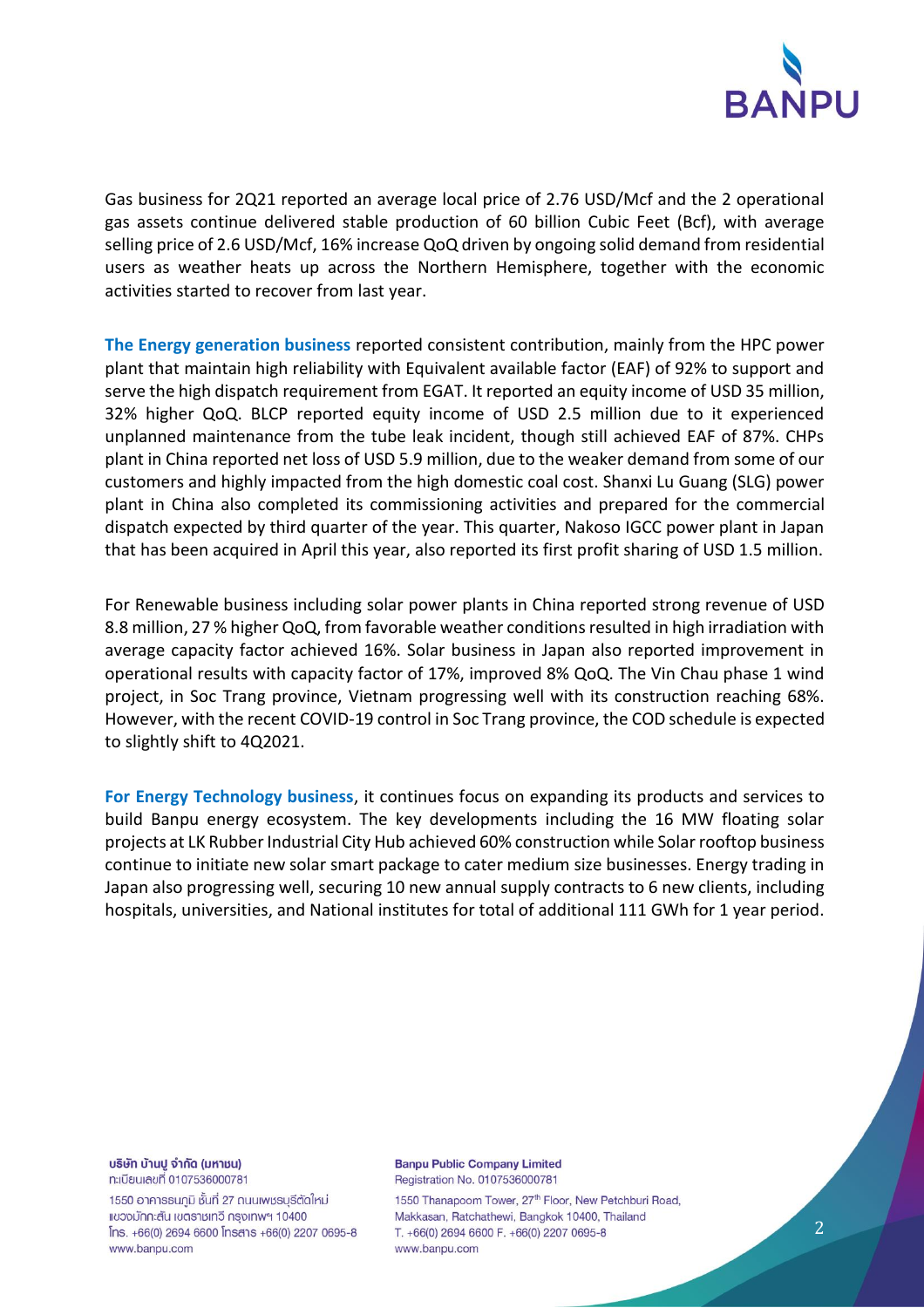Gas business for 2Q21 reported an average local price of 2.76 USD/Mcf and the 2 operational gas assets continue delivered stable production of 60 billion Cubic Feet (Bcf), with average selling price of 2.6 USD/Mcf, 16% increase QoQ driven by ongoing solid demand from residential users as weather heats up across the Northern Hemisphere, together with the economic activities started to recover from last year.

**The Energy generation business** reported consistent contribution, mainly from the HPC power plant that maintain high reliability with Equivalent available factor (EAF) of 92% to support and serve the high dispatch requirement from EGAT. It reported an equity income of USD 35 million, 32% higher QoQ. BLCP reported equity income of USD 2.5 million due to it experienced unplanned maintenance from the tube leak incident, though still achieved EAF of 87%. CHPs plant in China reported net loss of USD 5.9 million, due to the weaker demand from some of our customers and highly impacted from the high domestic coal cost. Shanxi Lu Guang (SLG) power plant in China also completed its commissioning activities and prepared for the commercial dispatch expected by third quarter of the year. This quarter, Nakoso IGCC power plant in Japan that has been acquired in April this year, also reported its first profit sharing of USD 1.5 million.

For Renewable business including solar power plants in China reported strong revenue of USD 8.8 million, 27 % higher QoQ, from favorable weather conditions resulted in high irradiation with average capacity factor achieved 16%. Solar business in Japan also reported improvement in operational results with capacity factor of 17%, improved 8% QoQ. The Vin Chau phase 1 wind project, in Soc Trang province, Vietnam progressing well with its construction reaching 68%. However, with the recent COVID-19 control in Soc Trang province, the COD schedule is expected to slightly shift to 4Q2021.

**For Energy Technology business**, it continues focus on expanding its products and services to build Banpu energy ecosystem. The key developments including the 16 MW floating solar projects at LK Rubber Industrial City Hub achieved 60% construction while Solar rooftop business continue to initiate new solar smart package to cater medium size businesses. Energy trading in Japan also progressing well, securing 10 new annual supply contracts to 6 new clients, including hospitals, universities, and National institutes for total of additional 111 GWh for 1 year period.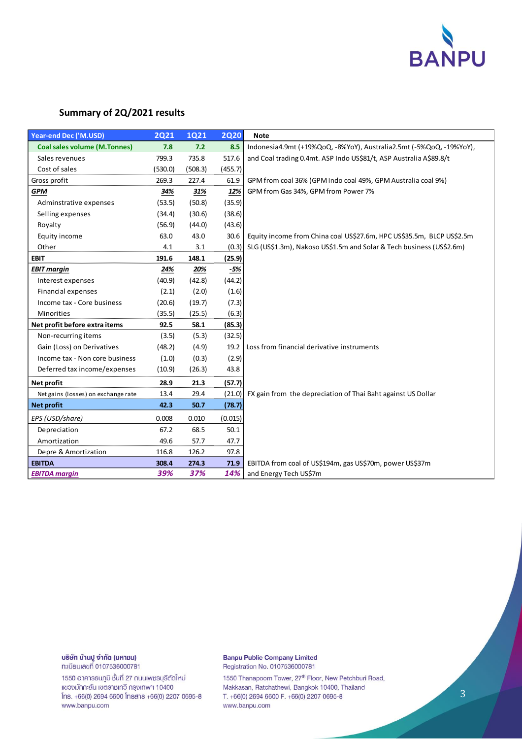## Summary of 2Q/2021 results

| Year-end Dec ('M.USD) | 2Q21 | 1Q21 | 2Q20 | Note |
|---|---|---|---|---|
| **Coal sales volume (M.Tonnes)** | **7.8** | **7.2** | **8.5** | Indonesia4.9mt (+19%QoQ, -8%YoY), Australia2.5mt (-5%QoQ, -19%YoY), |
| Sales revenues | 799.3 | 735.8 | 517.6 | and Coal trading 0.4mt. ASP Indo US$81/t, ASP Australia A$89.8/t |
| Cost of sales | (530.0) | (508.3) | (455.7) | |
| Gross profit | 269.3 | 227.4 | 61.9 | GPM from coal 36% (GPM Indo coal 49%, GPM Australia coal 9%) |
| ***GPM*** | ***34%*** | ***31%*** | ***12%*** | GPM from Gas 34%, GPM from Power 7% |
| Adminstrative expenses | (53.5) | (50.8) | (35.9) | |
| Selling expenses | (34.4) | (30.6) | (38.6) | |
| Royalty | (56.9) | (44.0) | (43.6) | |
| Equity income | 63.0 | 43.0 | 30.6 | Equity income from China coal US$27.6m, HPC US$35.5m, BLCP US$2.5m |
| Other | 4.1 | 3.1 | (0.3) | SLG (US$1.3m), Nakoso US$1.5m and Solar & Tech business (US$2.6m) |
| **EBIT** | **191.6** | **148.1** | **(25.9)** | |
| ***EBIT margin*** | ***24%*** | ***20%*** | ***-5%*** | |
| Interest expenses | (40.9) | (42.8) | (44.2) | |
| Financial expenses | (2.1) | (2.0) | (1.6) | |
| Income tax - Core business | (20.6) | (19.7) | (7.3) | |
| Minorities | (35.5) | (25.5) | (6.3) | |
| **Net profit before extra items** | **92.5** | **58.1** | **(85.3)** | |
| Non-recurring items | (3.5) | (5.3) | (32.5) | |
| Gain (Loss) on Derivatives | (48.2) | (4.9) | 19.2 | Loss from financial derivative instruments |
| Income tax - Non core business | (1.0) | (0.3) | (2.9) | |
| Deferred tax income/expenses | (10.9) | (26.3) | 43.8 | |
| **Net profit** | **28.9** | **21.3** | **(57.7)** | |
| Net gains (losses) on exchange rate | 13.4 | 29.4 | (21.0) | FX gain from the depreciation of Thai Baht against US Dollar |
| **Net profit** | **42.3** | **50.7** | **(78.7)** | |
| *EPS (USD/share)* | 0.008 | 0.010 | (0.015) | |
| Depreciation | 67.2 | 68.5 | 50.1 | |
| Amortization | 49.6 | 57.7 | 47.7 | |
| Depre & Amortization | 116.8 | 126.2 | 97.8 | |
| **EBITDA** | **308.4** | **274.3** | **71.9** | EBITDA from coal of US$194m, gas US$70m, power US$37m |
| ***EBITDA margin*** | ***39%*** | ***37%*** | ***14%*** | and Energy Tech US$7m |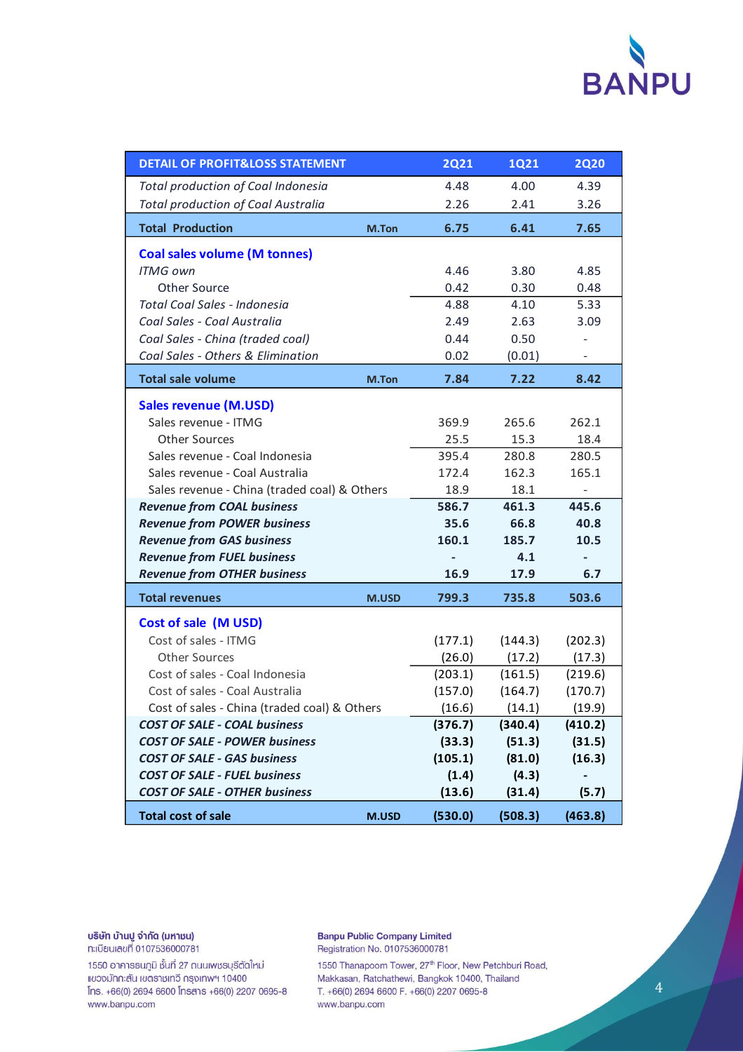| DETAIL OF PROFIT&LOSS STATEMENT | | 2Q21 | 1Q21 | 2Q20 |
|---|---|---|---|---|
| *Total production of Coal Indonesia* | | 4.48 | 4.00 | 4.39 |
| *Total production of Coal Australia* | | 2.26 | 2.41 | 3.26 |
| **Total Production** | **M.Ton** | **6.75** | **6.41** | **7.65** |
| **Coal sales volume (M tonnes)** | | | | |
| *ITMG own* | | 4.46 | 3.80 | 4.85 |
| Other Source | | 0.42 | 0.30 | 0.48 |
| *Total Coal Sales - Indonesia* | | 4.88 | 4.10 | 5.33 |
| *Coal Sales - Coal Australia* | | 2.49 | 2.63 | 3.09 |
| *Coal Sales - China (traded coal)* | | 0.44 | 0.50 | - |
| *Coal Sales - Others & Elimination* | | 0.02 | (0.01) | - |
| **Total sale volume** | **M.Ton** | **7.84** | **7.22** | **8.42** |
| **Sales revenue (M.USD)** | | | | |
| Sales revenue - ITMG | | 369.9 | 265.6 | 262.1 |
| Other Sources | | 25.5 | 15.3 | 18.4 |
| Sales revenue - Coal Indonesia | | 395.4 | 280.8 | 280.5 |
| Sales revenue - Coal Australia | | 172.4 | 162.3 | 165.1 |
| Sales revenue - China (traded coal) & Others | | 18.9 | 18.1 | - |
| ***Revenue from COAL business*** | | **586.7** | **461.3** | **445.6** |
| ***Revenue from POWER business*** | | **35.6** | **66.8** | **40.8** |
| ***Revenue from GAS business*** | | **160.1** | **185.7** | **10.5** |
| ***Revenue from FUEL business*** | | **-** | **4.1** | **-** |
| ***Revenue from OTHER business*** | | **16.9** | **17.9** | **6.7** |
| **Total revenues** | **M.USD** | **799.3** | **735.8** | **503.6** |
| **Cost of sale (M USD)** | | | | |
| Cost of sales - ITMG | | (177.1) | (144.3) | (202.3) |
| Other Sources | | (26.0) | (17.2) | (17.3) |
| Cost of sales - Coal Indonesia | | (203.1) | (161.5) | (219.6) |
| Cost of sales - Coal Australia | | (157.0) | (164.7) | (170.7) |
| Cost of sales - China (traded coal) & Others | | (16.6) | (14.1) | (19.9) |
| ***COST OF SALE - COAL business*** | | **(376.7)** | **(340.4)** | **(410.2)** |
| ***COST OF SALE - POWER business*** | | **(33.3)** | **(51.3)** | **(31.5)** |
| ***COST OF SALE - GAS business*** | | **(105.1)** | **(81.0)** | **(16.3)** |
| ***COST OF SALE - FUEL business*** | | **(1.4)** | **(4.3)** | **-** |
| ***COST OF SALE - OTHER business*** | | **(13.6)** | **(31.4)** | **(5.7)** |
| **Total cost of sale** | **M.USD** | **(530.0)** | **(508.3)** | **(463.8)** |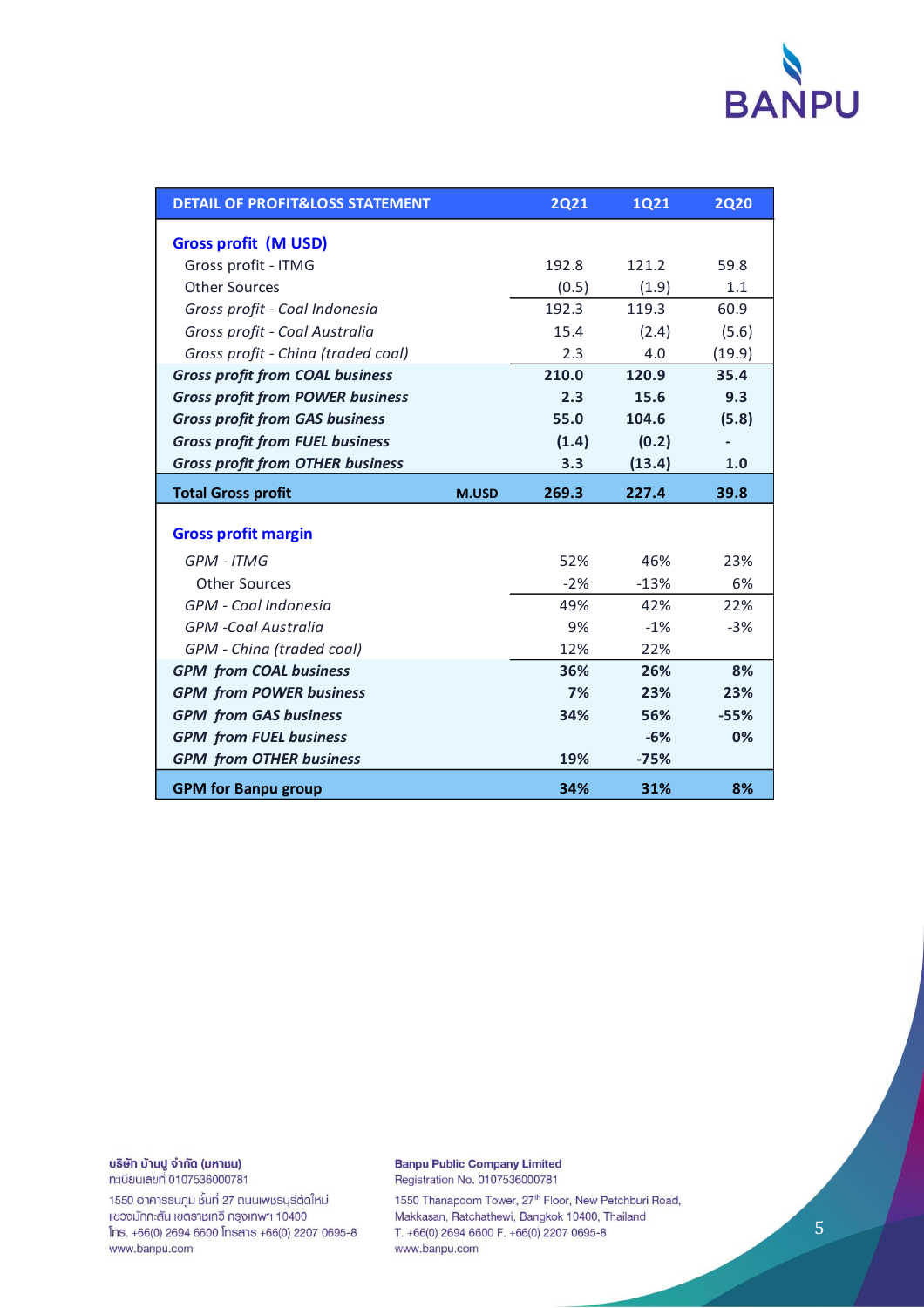| DETAIL OF PROFIT&LOSS STATEMENT | | 2Q21 | 1Q21 | 2Q20 |
|---|---|---|---|---|
| **Gross profit (M USD)** | | | | |
| Gross profit - ITMG | | 192.8 | 121.2 | 59.8 |
| Other Sources | | (0.5) | (1.9) | 1.1 |
| *Gross profit - Coal Indonesia* | | 192.3 | 119.3 | 60.9 |
| *Gross profit - Coal Australia* | | 15.4 | (2.4) | (5.6) |
| *Gross profit - China (traded coal)* | | 2.3 | 4.0 | (19.9) |
| ***Gross profit from COAL business*** | | **210.0** | **120.9** | **35.4** |
| ***Gross profit from POWER business*** | | **2.3** | **15.6** | **9.3** |
| ***Gross profit from GAS business*** | | **55.0** | **104.6** | **(5.8)** |
| ***Gross profit from FUEL business*** | | **(1.4)** | **(0.2)** | **-** |
| ***Gross profit from OTHER business*** | | **3.3** | **(13.4)** | **1.0** |
| **Total Gross profit** | **M.USD** | **269.3** | **227.4** | **39.8** |
| **Gross profit margin** | | | | |
| *GPM - ITMG* | | 52% | 46% | 23% |
| Other Sources | | -2% | -13% | 6% |
| *GPM - Coal Indonesia* | | 49% | 42% | 22% |
| *GPM -Coal Australia* | | 9% | -1% | -3% |
| *GPM - China (traded coal)* | | 12% | 22% | |
| ***GPM from COAL business*** | | **36%** | **26%** | **8%** |
| ***GPM from POWER business*** | | **7%** | **23%** | **23%** |
| ***GPM from GAS business*** | | **34%** | **56%** | **-55%** |
| ***GPM from FUEL business*** | | | **-6%** | **0%** |
| ***GPM from OTHER business*** | | **19%** | **-75%** | |
| **GPM for Banpu group** | | **34%** | **31%** | **8%** |